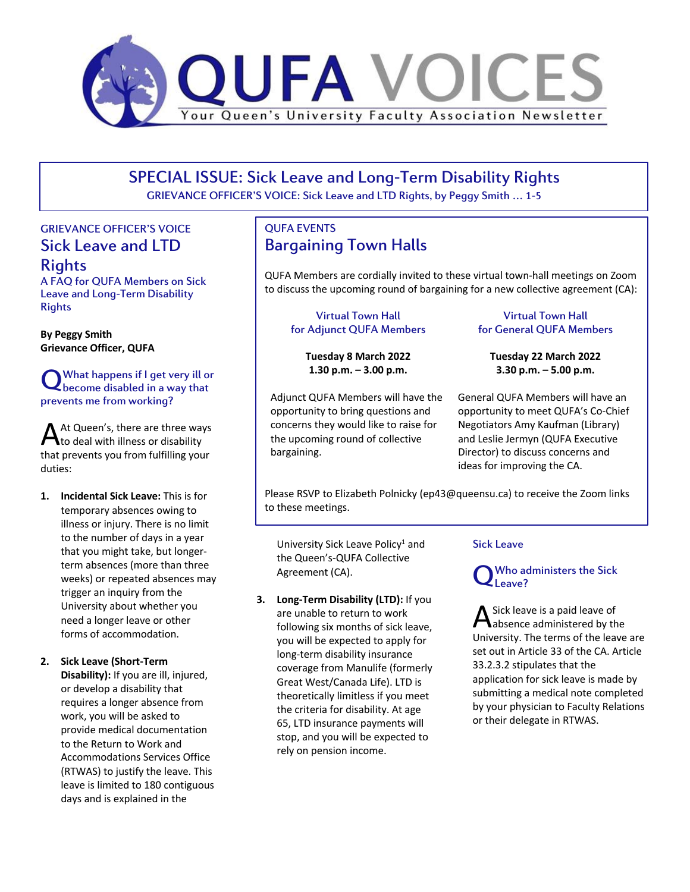# QUFA VOICES

Your Queen's University Faculty Association Newsletter

## SPECIAL ISSUE: Sick Leave and Long-Term Disability Rights

GRIEVANCE OFFICER'S VOICE: Sick Leave and LTD Rights, by Peggy Smith … 1-5

GRIEVANCE OFFICER'S VOICE

## Sick Leave and LTD Rights

### A FAQ for QUFA Members on Sick Leave and Long-Term Disability Rights

**By Peggy Smith**
**Grievance Officer, QUFA**

**Q** What happens if I get very ill or become disabled in a way that prevents me from working?

**A** At Queen's, there are three ways to deal with illness or disability that prevents you from fulfilling your duties:

1. **Incidental Sick Leave:** This is for temporary absences owing to illness or injury. There is no limit to the number of days in a year that you might take, but longer-term absences (more than three weeks) or repeated absences may trigger an inquiry from the University about whether you need a longer leave or other forms of accommodation.

2. **Sick Leave (Short-Term Disability):** If you are ill, injured, or develop a disability that requires a longer absence from work, you will be asked to provide medical documentation to the Return to Work and Accommodations Services Office (RTWAS) to justify the leave. This leave is limited to 180 contiguous days and is explained in the University Sick Leave Policy[1] and the Queen's-QUFA Collective Agreement (CA).

3. **Long-Term Disability (LTD):** If you are unable to return to work following six months of sick leave, you will be expected to apply for long-term disability insurance coverage from Manulife (formerly Great West/Canada Life). LTD is theoretically limitless if you meet the criteria for disability. At age 65, LTD insurance payments will stop, and you will be expected to rely on pension income.

### Sick Leave

**Q** Who administers the Sick Leave?

**A** Sick leave is a paid leave of absence administered by the University. The terms of the leave are set out in Article 33 of the CA. Article 33.2.3.2 stipulates that the application for sick leave is made by submitting a medical note completed by your physician to Faculty Relations or their delegate in RTWAS.

---

QUFA EVENTS

## Bargaining Town Halls

QUFA Members are cordially invited to these virtual town-hall meetings on Zoom to discuss the upcoming round of bargaining for a new collective agreement (CA):

**Virtual Town Hall for Adjunct QUFA Members**

**Tuesday 8 March 2022**
**1.30 p.m. – 3.00 p.m.**

Adjunct QUFA Members will have the opportunity to bring questions and concerns they would like to raise for the upcoming round of collective bargaining.

**Virtual Town Hall for General QUFA Members**

**Tuesday 22 March 2022**
**3.30 p.m. – 5.00 p.m.**

General QUFA Members will have an opportunity to meet QUFA's Co-Chief Negotiators Amy Kaufman (Library) and Leslie Jermyn (QUFA Executive Director) to discuss concerns and ideas for improving the CA.

Please RSVP to Elizabeth Polnicky (ep43@queensu.ca) to receive the Zoom links to these meetings.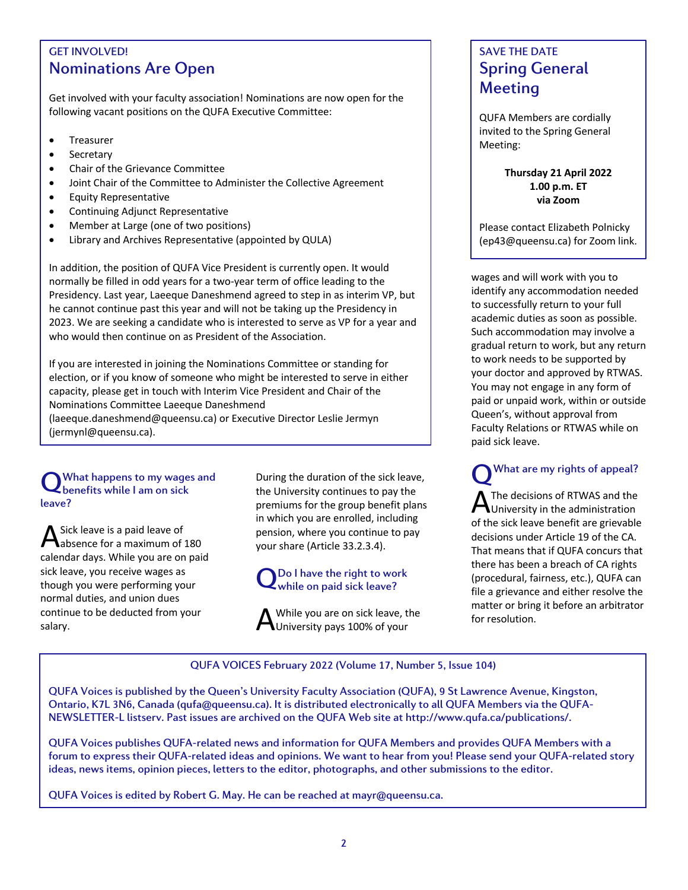GET INVOLVED!

## Nominations Are Open

Get involved with your faculty association! Nominations are now open for the following vacant positions on the QUFA Executive Committee:

- Treasurer
- Secretary
- Chair of the Grievance Committee
- Joint Chair of the Committee to Administer the Collective Agreement
- Equity Representative
- Continuing Adjunct Representative
- Member at Large (one of two positions)
- Library and Archives Representative (appointed by QULA)

In addition, the position of QUFA Vice President is currently open. It would normally be filled in odd years for a two-year term of office leading to the Presidency. Last year, Laeeque Daneshmend agreed to step in as interim VP, but he cannot continue past this year and will not be taking up the Presidency in 2023. We are seeking a candidate who is interested to serve as VP for a year and who would then continue on as President of the Association.

If you are interested in joining the Nominations Committee or standing for election, or if you know of someone who might be interested to serve in either capacity, please get in touch with Interim Vice President and Chair of the Nominations Committee Laeeque Daneshmend (laeeque.daneshmend@queensu.ca) or Executive Director Leslie Jermyn (jermynl@queensu.ca).

SAVE THE DATE

## Spring General Meeting

QUFA Members are cordially invited to the Spring General Meeting:

**Thursday 21 April 2022**
**1.00 p.m. ET**
**via Zoom**

Please contact Elizabeth Polnicky (ep43@queensu.ca) for Zoom link.

### Q What happens to my wages and benefits while I am on sick leave?

A Sick leave is a paid leave of absence for a maximum of 180 calendar days. While you are on paid sick leave, you receive wages as though you were performing your normal duties, and union dues continue to be deducted from your salary.

During the duration of the sick leave, the University continues to pay the premiums for the group benefit plans in which you are enrolled, including pension, where you continue to pay your share (Article 33.2.3.4).

### Q Do I have the right to work while on paid sick leave?

A While you are on sick leave, the University pays 100% of your wages and will work with you to identify any accommodation needed to successfully return to your full academic duties as soon as possible. Such accommodation may involve a gradual return to work, but any return to work needs to be supported by your doctor and approved by RTWAS. You may not engage in any form of paid or unpaid work, within or outside Queen's, without approval from Faculty Relations or RTWAS while on paid sick leave.

### Q What are my rights of appeal?

A The decisions of RTWAS and the University in the administration of the sick leave benefit are grievable decisions under Article 19 of the CA. That means that if QUFA concurs that there has been a breach of CA rights (procedural, fairness, etc.), QUFA can file a grievance and either resolve the matter or bring it before an arbitrator for resolution.

QUFA VOICES February 2022 (Volume 17, Number 5, Issue 104)

QUFA Voices is published by the Queen's University Faculty Association (QUFA), 9 St Lawrence Avenue, Kingston, Ontario, K7L 3N6, Canada (qufa@queensu.ca). It is distributed electronically to all QUFA Members via the QUFA-NEWSLETTER-L listserv. Past issues are archived on the QUFA Web site at http://www.qufa.ca/publications/.

QUFA Voices publishes QUFA-related news and information for QUFA Members and provides QUFA Members with a forum to express their QUFA-related ideas and opinions. We want to hear from you! Please send your QUFA-related story ideas, news items, opinion pieces, letters to the editor, photographs, and other submissions to the editor.

QUFA Voices is edited by Robert G. May. He can be reached at mayr@queensu.ca.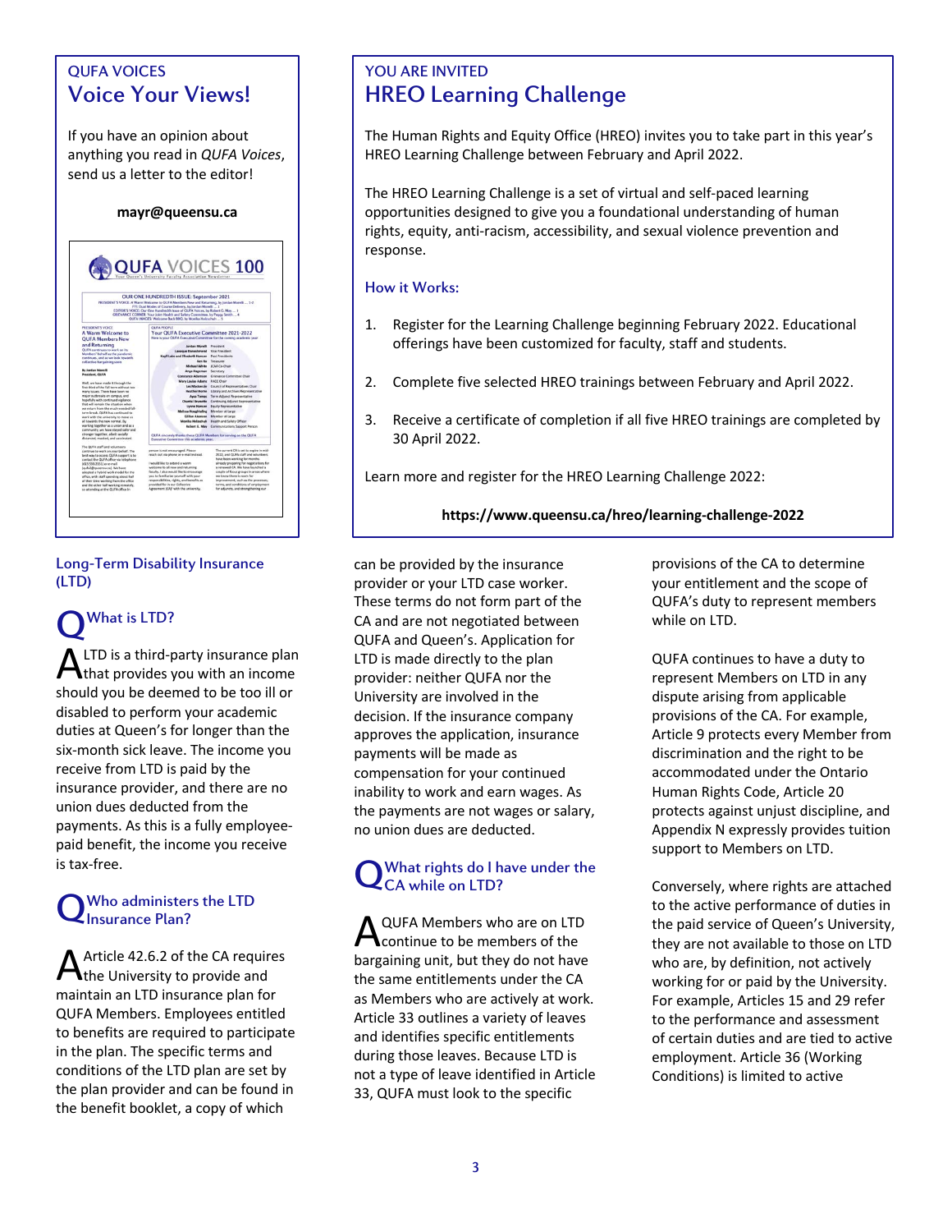## QUFA VOICES

# Voice Your Views!

If you have an opinion about anything you read in *QUFA Voices*, send us a letter to the editor!

**mayr@queensu.ca**

## YOU ARE INVITED

# HREO Learning Challenge

The Human Rights and Equity Office (HREO) invites you to take part in this year's HREO Learning Challenge between February and April 2022.

The HREO Learning Challenge is a set of virtual and self-paced learning opportunities designed to give you a foundational understanding of human rights, equity, anti-racism, accessibility, and sexual violence prevention and response.

### How it Works:

1. Register for the Learning Challenge beginning February 2022. Educational offerings have been customized for faculty, staff and students.

2. Complete five selected HREO trainings between February and April 2022.

3. Receive a certificate of completion if all five HREO trainings are completed by 30 April 2022.

Learn more and register for the HREO Learning Challenge 2022:

**https://www.queensu.ca/hreo/learning-challenge-2022**

## Long-Term Disability Insurance (LTD)

### Q What is LTD?

A LTD is a third-party insurance plan that provides you with an income should you be deemed to be too ill or disabled to perform your academic duties at Queen's for longer than the six-month sick leave. The income you receive from LTD is paid by the insurance provider, and there are no union dues deducted from the payments. As this is a fully employee-paid benefit, the income you receive is tax-free.

### Q Who administers the LTD Insurance Plan?

A Article 42.6.2 of the CA requires the University to provide and maintain an LTD insurance plan for QUFA Members. Employees entitled to benefits are required to participate in the plan. The specific terms and conditions of the LTD plan are set by the plan provider and can be found in the benefit booklet, a copy of which can be provided by the insurance provider or your LTD case worker. These terms do not form part of the CA and are not negotiated between QUFA and Queen's. Application for LTD is made directly to the plan provider: neither QUFA nor the University are involved in the decision. If the insurance company approves the application, insurance payments will be made as compensation for your continued inability to work and earn wages. As the payments are not wages or salary, no union dues are deducted.

### Q What rights do I have under the CA while on LTD?

A QUFA Members who are on LTD continue to be members of the bargaining unit, but they do not have the same entitlements under the CA as Members who are actively at work. Article 33 outlines a variety of leaves and identifies specific entitlements during those leaves. Because LTD is not a type of leave identified in Article 33, QUFA must look to the specific provisions of the CA to determine your entitlement and the scope of QUFA's duty to represent members while on LTD.

QUFA continues to have a duty to represent Members on LTD in any dispute arising from applicable provisions of the CA. For example, Article 9 protects every Member from discrimination and the right to be accommodated under the Ontario Human Rights Code, Article 20 protects against unjust discipline, and Appendix N expressly provides tuition support to Members on LTD.

Conversely, where rights are attached to the active performance of duties in the paid service of Queen's University, they are not available to those on LTD who are, by definition, not actively working for or paid by the University. For example, Articles 15 and 29 refer to the performance and assessment of certain duties and are tied to active employment. Article 36 (Working Conditions) is limited to active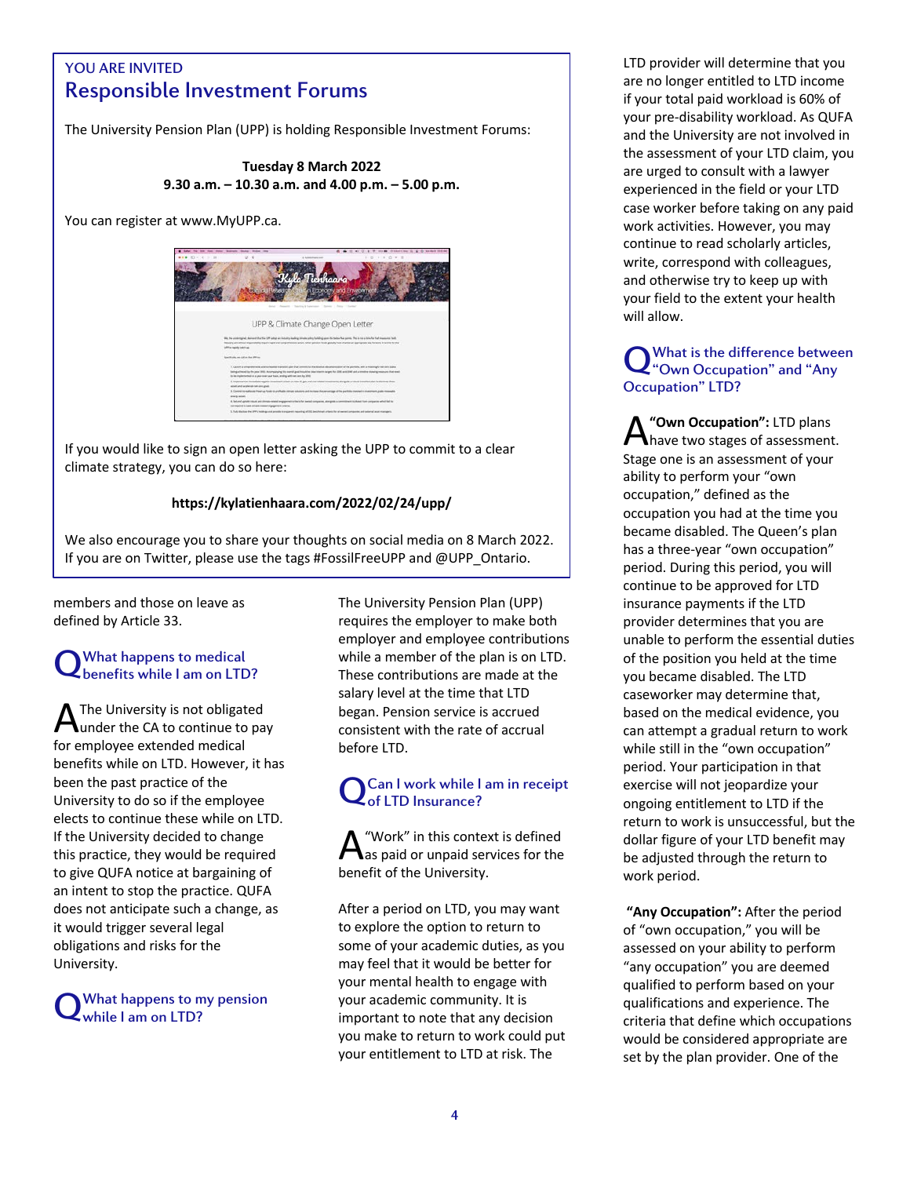YOU ARE INVITED

## Responsible Investment Forums

The University Pension Plan (UPP) is holding Responsible Investment Forums:

**Tuesday 8 March 2022**
**9.30 a.m. – 10.30 a.m. and 4.00 p.m. – 5.00 p.m.**

You can register at www.MyUPP.ca.

If you would like to sign an open letter asking the UPP to commit to a clear climate strategy, you can do so here:

**https://kylatienhaara.com/2022/02/24/upp/**

We also encourage you to share your thoughts on social media on 8 March 2022. If you are on Twitter, please use the tags #FossilFreeUPP and @UPP_Ontario.

members and those on leave as defined by Article 33.

### Q: What happens to medical benefits while I am on LTD?

**A:** The University is not obligated under the CA to continue to pay for employee extended medical benefits while on LTD. However, it has been the past practice of the University to do so if the employee elects to continue these while on LTD. If the University decided to change this practice, they would be required to give QUFA notice at bargaining of an intent to stop the practice. QUFA does not anticipate such a change, as it would trigger several legal obligations and risks for the University.

### Q: What happens to my pension while I am on LTD?

The University Pension Plan (UPP) requires the employer to make both employer and employee contributions while a member of the plan is on LTD. These contributions are made at the salary level at the time that LTD began. Pension service is accrued consistent with the rate of accrual before LTD.

### Q: Can I work while I am in receipt of LTD Insurance?

**A:** "Work" in this context is defined as paid or unpaid services for the benefit of the University.

After a period on LTD, you may want to explore the option to return to some of your academic duties, as you may feel that it would be better for your mental health to engage with your academic community. It is important to note that any decision you make to return to work could put your entitlement to LTD at risk. The LTD provider will determine that you are no longer entitled to LTD income if your total paid workload is 60% of your pre-disability workload. As QUFA and the University are not involved in the assessment of your LTD claim, you are urged to consult with a lawyer experienced in the field or your LTD case worker before taking on any paid work activities. However, you may continue to read scholarly articles, write, correspond with colleagues, and otherwise try to keep up with your field to the extent your health will allow.

### Q: What is the difference between "Own Occupation" and "Any Occupation" LTD?

**A:** **"Own Occupation":** LTD plans have two stages of assessment. Stage one is an assessment of your ability to perform your "own occupation," defined as the occupation you had at the time you became disabled. The Queen's plan has a three-year "own occupation" period. During this period, you will continue to be approved for LTD insurance payments if the LTD provider determines that you are unable to perform the essential duties of the position you held at the time you became disabled. The LTD caseworker may determine that, based on the medical evidence, you can attempt a gradual return to work while still in the "own occupation" period. Your participation in that exercise will not jeopardize your ongoing entitlement to LTD if the return to work is unsuccessful, but the dollar figure of your LTD benefit may be adjusted through the return to work period.

**"Any Occupation":** After the period of "own occupation," you will be assessed on your ability to perform "any occupation" you are deemed qualified to perform based on your qualifications and experience. The criteria that define which occupations would be considered appropriate are set by the plan provider. One of the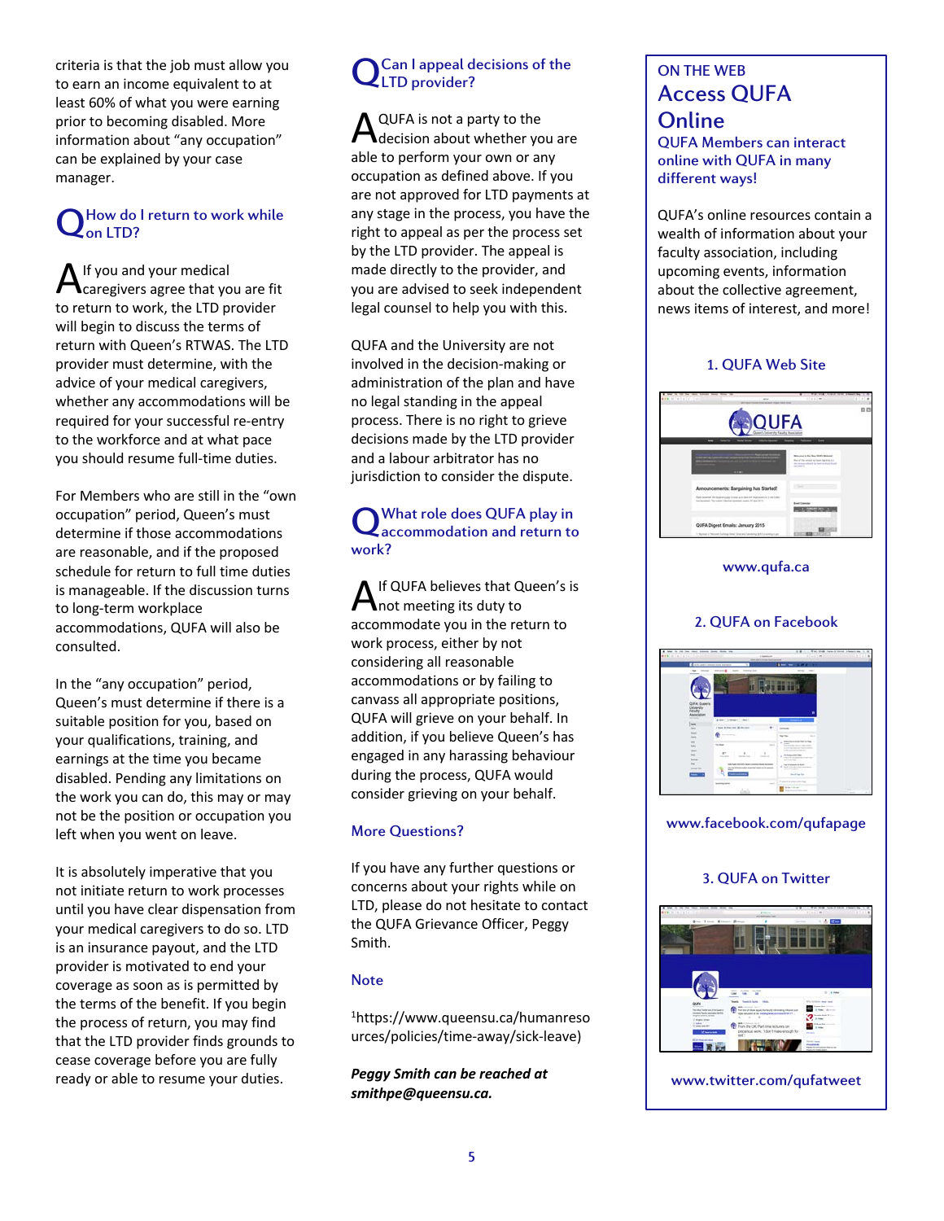criteria is that the job must allow you to earn an income equivalent to at least 60% of what you were earning prior to becoming disabled. More information about "any occupation" can be explained by your case manager.

## Q: How do I return to work while on LTD?

A: If you and your medical caregivers agree that you are fit to return to work, the LTD provider will begin to discuss the terms of return with Queen's RTWAS. The LTD provider must determine, with the advice of your medical caregivers, whether any accommodations will be required for your successful re-entry to the workforce and at what pace you should resume full-time duties.

For Members who are still in the "own occupation" period, Queen's must determine if those accommodations are reasonable, and if the proposed schedule for return to full time duties is manageable. If the discussion turns to long-term workplace accommodations, QUFA will also be consulted.

In the "any occupation" period, Queen's must determine if there is a suitable position for you, based on your qualifications, training, and earnings at the time you became disabled. Pending any limitations on the work you can do, this may or may not be the position or occupation you left when you went on leave.

It is absolutely imperative that you not initiate return to work processes until you have clear dispensation from your medical caregivers to do so. LTD is an insurance payout, and the LTD provider is motivated to end your coverage as soon as is permitted by the terms of the benefit. If you begin the process of return, you may find that the LTD provider finds grounds to cease coverage before you are fully ready or able to resume your duties.

## Q: Can I appeal decisions of the LTD provider?

A: QUFA is not a party to the decision about whether you are able to perform your own or any occupation as defined above. If you are not approved for LTD payments at any stage in the process, you have the right to appeal as per the process set by the LTD provider. The appeal is made directly to the provider, and you are advised to seek independent legal counsel to help you with this.

QUFA and the University are not involved in the decision-making or administration of the plan and have no legal standing in the appeal process. There is no right to grieve decisions made by the LTD provider and a labour arbitrator has no jurisdiction to consider the dispute.

## Q: What role does QUFA play in accommodation and return to work?

A: If QUFA believes that Queen's is not meeting its duty to accommodate you in the return to work process, either by not considering all reasonable accommodations or by failing to canvass all appropriate positions, QUFA will grieve on your behalf. In addition, if you believe Queen's has engaged in any harassing behaviour during the process, QUFA would consider grieving on your behalf.

## More Questions?

If you have any further questions or concerns about your rights while on LTD, please do not hesitate to contact the QUFA Grievance Officer, Peggy Smith.

## Note

[1]https://www.queensu.ca/humanresources/policies/time-away/sick-leave)

***Peggy Smith can be reached at smithpe@queensu.ca.***

---

ON THE WEB

# Access QUFA Online

### QUFA Members can interact online with QUFA in many different ways!

QUFA's online resources contain a wealth of information about your faculty association, including upcoming events, information about the collective agreement, news items of interest, and more!

1. QUFA Web Site

www.qufa.ca

2. QUFA on Facebook

www.facebook.com/qufapage

3. QUFA on Twitter

www.twitter.com/qufatweet